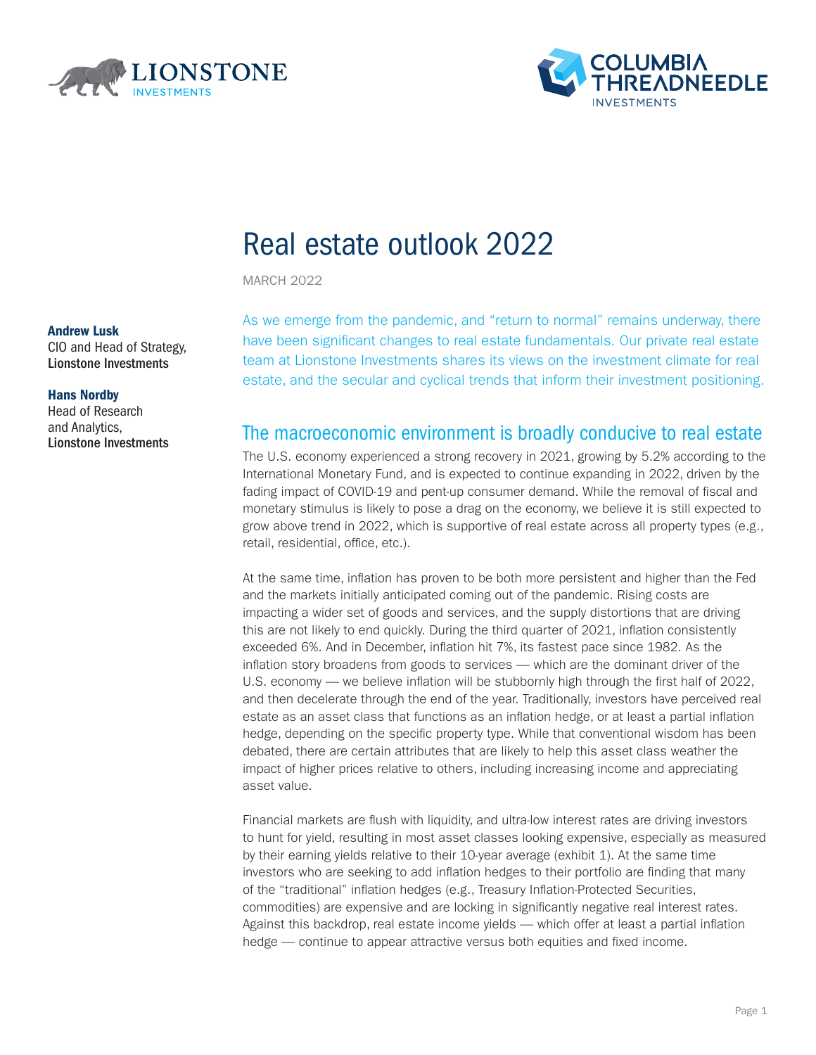LIONSTONE INVESTMENTS

COLUMBIA THREADNEEDLE INVESTMENTS

# Real estate outlook 2022

MARCH 2022

**Andrew Lusk**
CIO and Head of Strategy,
Lionstone Investments

**Hans Nordby**
Head of Research
and Analytics,
Lionstone Investments

As we emerge from the pandemic, and "return to normal" remains underway, there have been significant changes to real estate fundamentals. Our private real estate team at Lionstone Investments shares its views on the investment climate for real estate, and the secular and cyclical trends that inform their investment positioning.

## The macroeconomic environment is broadly conducive to real estate

The U.S. economy experienced a strong recovery in 2021, growing by 5.2% according to the International Monetary Fund, and is expected to continue expanding in 2022, driven by the fading impact of COVID-19 and pent-up consumer demand. While the removal of fiscal and monetary stimulus is likely to pose a drag on the economy, we believe it is still expected to grow above trend in 2022, which is supportive of real estate across all property types (e.g., retail, residential, office, etc.).

At the same time, inflation has proven to be both more persistent and higher than the Fed and the markets initially anticipated coming out of the pandemic. Rising costs are impacting a wider set of goods and services, and the supply distortions that are driving this are not likely to end quickly. During the third quarter of 2021, inflation consistently exceeded 6%. And in December, inflation hit 7%, its fastest pace since 1982. As the inflation story broadens from goods to services — which are the dominant driver of the U.S. economy — we believe inflation will be stubbornly high through the first half of 2022, and then decelerate through the end of the year. Traditionally, investors have perceived real estate as an asset class that functions as an inflation hedge, or at least a partial inflation hedge, depending on the specific property type. While that conventional wisdom has been debated, there are certain attributes that are likely to help this asset class weather the impact of higher prices relative to others, including increasing income and appreciating asset value.

Financial markets are flush with liquidity, and ultra-low interest rates are driving investors to hunt for yield, resulting in most asset classes looking expensive, especially as measured by their earning yields relative to their 10-year average (exhibit 1). At the same time investors who are seeking to add inflation hedges to their portfolio are finding that many of the "traditional" inflation hedges (e.g., Treasury Inflation-Protected Securities, commodities) are expensive and are locking in significantly negative real interest rates. Against this backdrop, real estate income yields — which offer at least a partial inflation hedge — continue to appear attractive versus both equities and fixed income.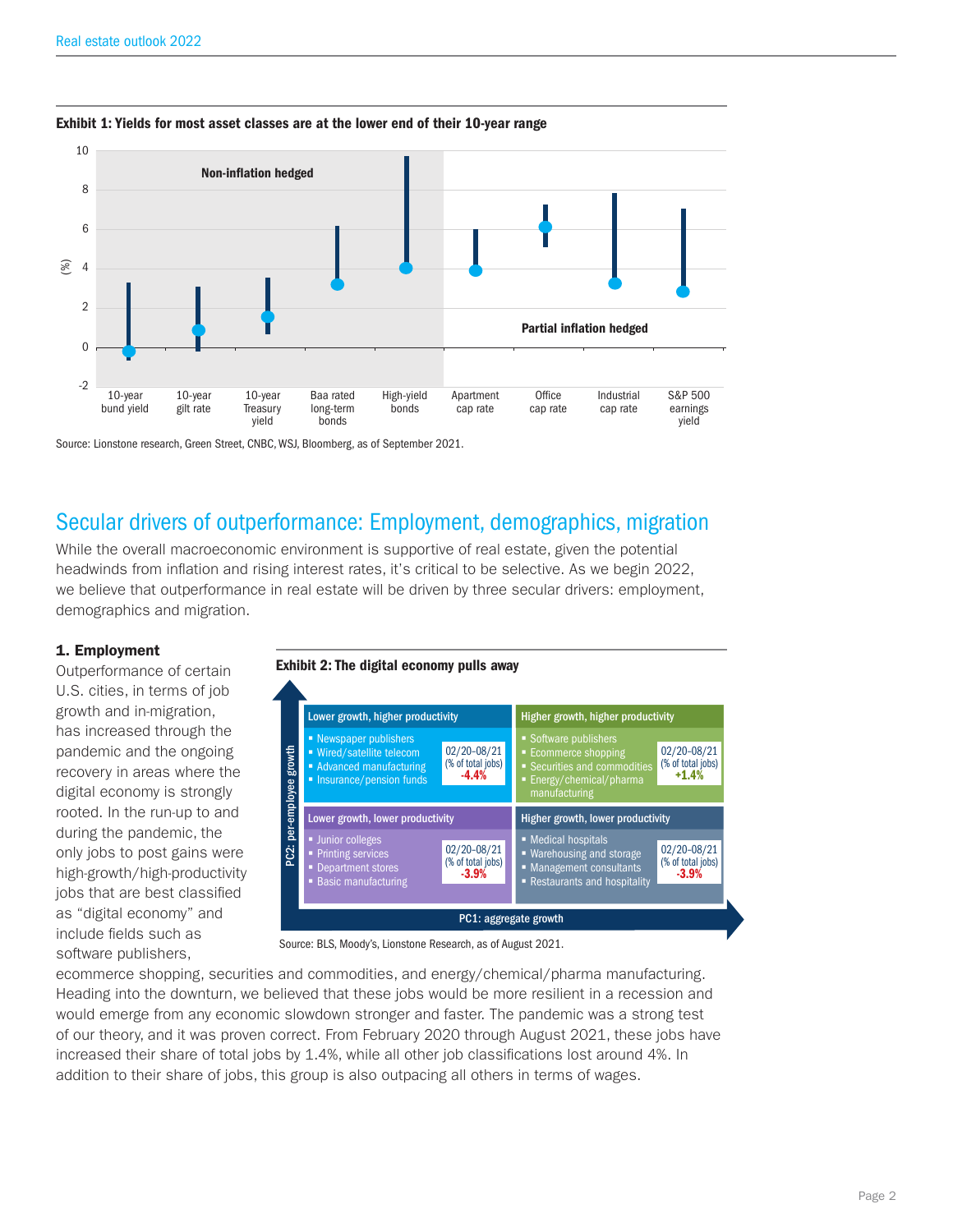**Exhibit 1: Yields for most asset classes are at the lower end of their 10-year range**

Source: Lionstone research, Green Street, CNBC, WSJ, Bloomberg, as of September 2021.

## Secular drivers of outperformance: Employment, demographics, migration

While the overall macroeconomic environment is supportive of real estate, given the potential headwinds from inflation and rising interest rates, it's critical to be selective. As we begin 2022, we believe that outperformance in real estate will be driven by three secular drivers: employment, demographics and migration.

### 1. Employment

Outperformance of certain U.S. cities, in terms of job growth and in-migration, has increased through the pandemic and the ongoing recovery in areas where the digital economy is strongly rooted. In the run-up to and during the pandemic, the only jobs to post gains were high-growth/high-productivity jobs that are best classified as "digital economy" and include fields such as software publishers, ecommerce shopping, securities and commodities, and energy/chemical/pharma manufacturing. Heading into the downturn, we believed that these jobs would be more resilient in a recession and would emerge from any economic slowdown stronger and faster. The pandemic was a strong test of our theory, and it was proven correct. From February 2020 through August 2021, these jobs have increased their share of total jobs by 1.4%, while all other job classifications lost around 4%. In addition to their share of jobs, this group is also outpacing all others in terms of wages.

**Exhibit 2: The digital economy pulls away**

| Quadrant | Industries | 02/20-08/21 (% of total jobs) |
|---|---|---|
| Lower growth, higher productivity | Newspaper publishers; Wired/satellite telecom; Advanced manufacturing; Insurance/pension funds | -4.4% |
| Higher growth, higher productivity | Software publishers; Ecommerce shopping; Securities and commodities; Energy/chemical/pharma manufacturing | +1.4% |
| Lower growth, lower productivity | Junior colleges; Printing services; Department stores; Basic manufacturing | -3.9% |
| Higher growth, lower productivity | Medical hospitals; Warehousing and storage; Management consultants; Restaurants and hospitality | -3.9% |

PC1: aggregate growth (horizontal axis); PC2: per-employee growth (vertical axis)

Source: BLS, Moody's, Lionstone Research, as of August 2021.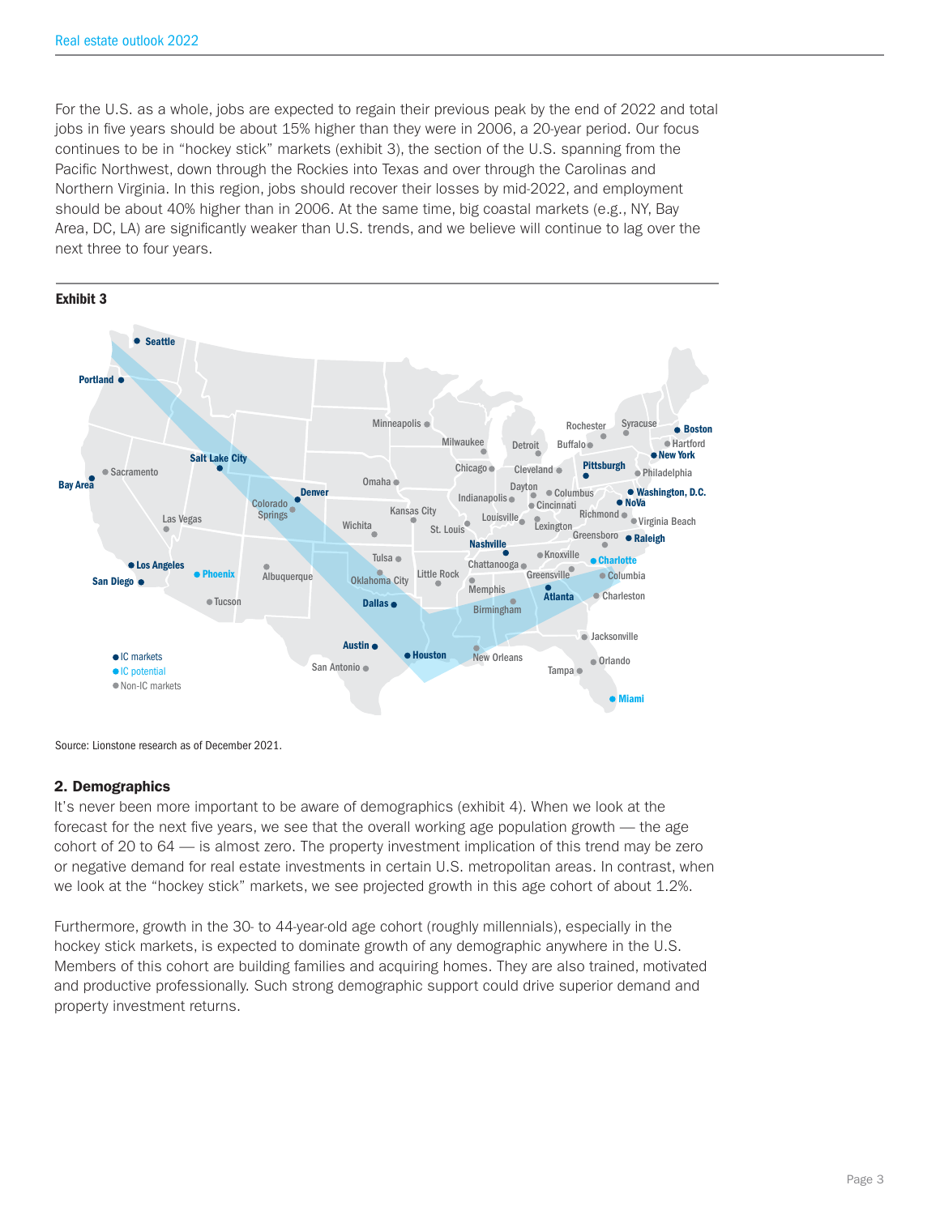For the U.S. as a whole, jobs are expected to regain their previous peak by the end of 2022 and total jobs in five years should be about 15% higher than they were in 2006, a 20-year period. Our focus continues to be in "hockey stick" markets (exhibit 3), the section of the U.S. spanning from the Pacific Northwest, down through the Rockies into Texas and over through the Carolinas and Northern Virginia. In this region, jobs should recover their losses by mid-2022, and employment should be about 40% higher than in 2006. At the same time, big coastal markets (e.g., NY, Bay Area, DC, LA) are significantly weaker than U.S. trends, and we believe will continue to lag over the next three to four years.

**Exhibit 3**

Source: Lionstone research as of December 2021.

## 2. Demographics

It's never been more important to be aware of demographics (exhibit 4). When we look at the forecast for the next five years, we see that the overall working age population growth — the age cohort of 20 to 64 — is almost zero. The property investment implication of this trend may be zero or negative demand for real estate investments in certain U.S. metropolitan areas. In contrast, when we look at the "hockey stick" markets, we see projected growth in this age cohort of about 1.2%.

Furthermore, growth in the 30- to 44-year-old age cohort (roughly millennials), especially in the hockey stick markets, is expected to dominate growth of any demographic anywhere in the U.S. Members of this cohort are building families and acquiring homes. They are also trained, motivated and productive professionally. Such strong demographic support could drive superior demand and property investment returns.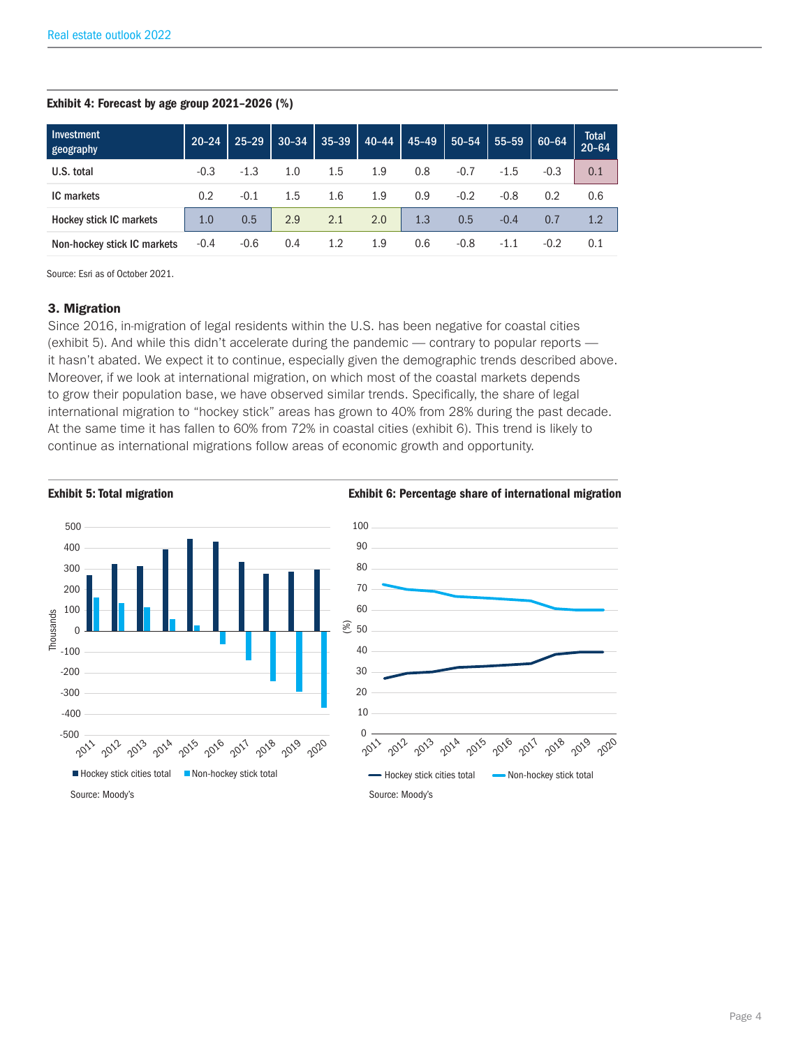**Exhibit 4: Forecast by age group 2021–2026 (%)**

| Investment geography | 20–24 | 25–29 | 30–34 | 35–39 | 40–44 | 45–49 | 50–54 | 55–59 | 60–64 | Total 20–64 |
|---|---|---|---|---|---|---|---|---|---|---|
| U.S. total | -0.3 | -1.3 | 1.0 | 1.5 | 1.9 | 0.8 | -0.7 | -1.5 | -0.3 | 0.1 |
| IC markets | 0.2 | -0.1 | 1.5 | 1.6 | 1.9 | 0.9 | -0.2 | -0.8 | 0.2 | 0.6 |
| Hockey stick IC markets | 1.0 | 0.5 | 2.9 | 2.1 | 2.0 | 1.3 | 0.5 | -0.4 | 0.7 | 1.2 |
| Non-hockey stick IC markets | -0.4 | -0.6 | 0.4 | 1.2 | 1.9 | 0.6 | -0.8 | -1.1 | -0.2 | 0.1 |

Source: Esri as of October 2021.

### 3. Migration

Since 2016, in-migration of legal residents within the U.S. has been negative for coastal cities (exhibit 5). And while this didn't accelerate during the pandemic — contrary to popular reports — it hasn't abated. We expect it to continue, especially given the demographic trends described above. Moreover, if we look at international migration, on which most of the coastal markets depends to grow their population base, we have observed similar trends. Specifically, the share of legal international migration to "hockey stick" areas has grown to 40% from 28% during the past decade. At the same time it has fallen to 60% from 72% in coastal cities (exhibit 6). This trend is likely to continue as international migrations follow areas of economic growth and opportunity.

**Exhibit 5: Total migration**

Source: Moody's

**Exhibit 6: Percentage share of international migration**

Source: Moody's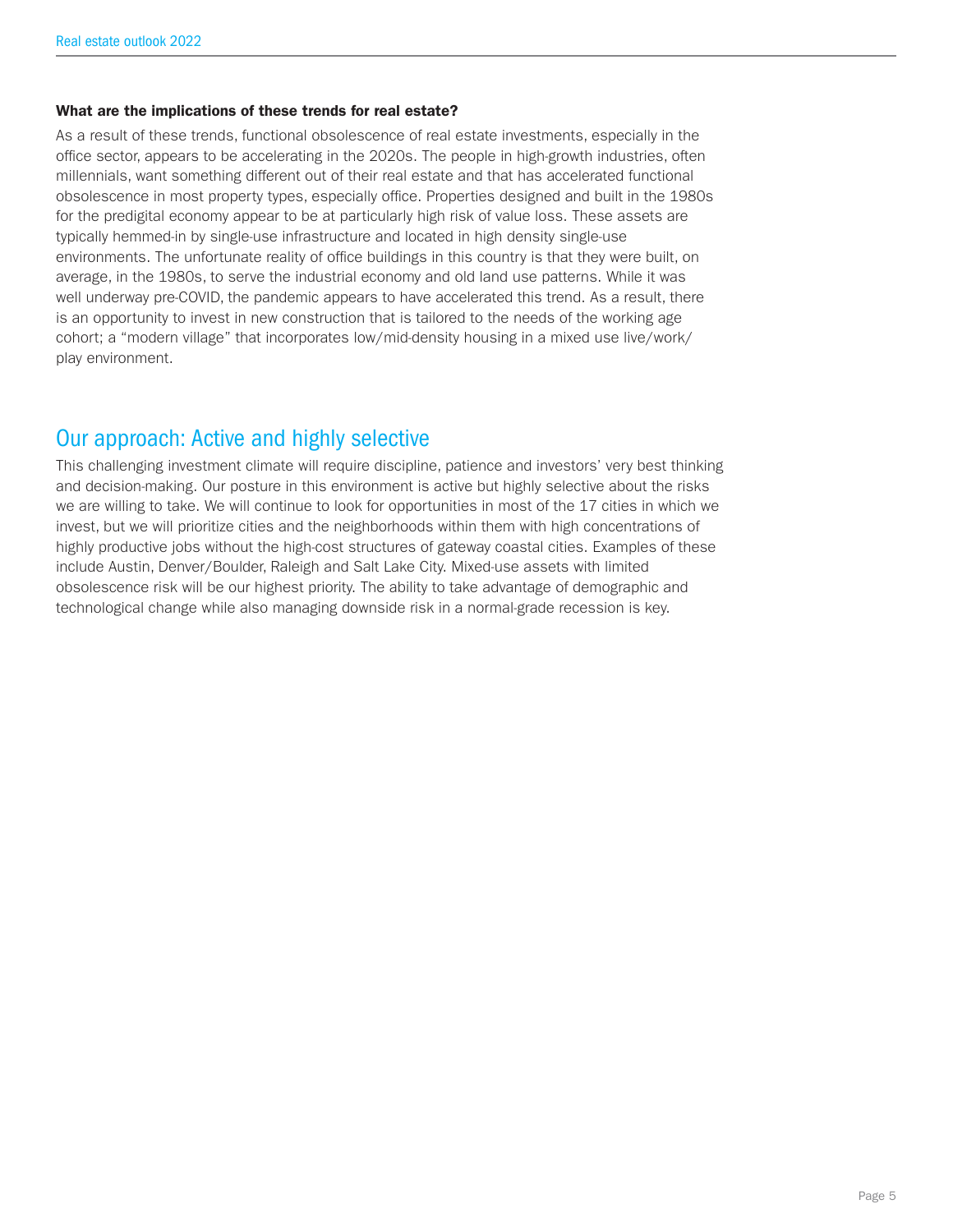**What are the implications of these trends for real estate?**

As a result of these trends, functional obsolescence of real estate investments, especially in the office sector, appears to be accelerating in the 2020s. The people in high-growth industries, often millennials, want something different out of their real estate and that has accelerated functional obsolescence in most property types, especially office. Properties designed and built in the 1980s for the predigital economy appear to be at particularly high risk of value loss. These assets are typically hemmed-in by single-use infrastructure and located in high density single-use environments. The unfortunate reality of office buildings in this country is that they were built, on average, in the 1980s, to serve the industrial economy and old land use patterns. While it was well underway pre-COVID, the pandemic appears to have accelerated this trend. As a result, there is an opportunity to invest in new construction that is tailored to the needs of the working age cohort; a "modern village" that incorporates low/mid-density housing in a mixed use live/work/play environment.

## Our approach: Active and highly selective

This challenging investment climate will require discipline, patience and investors' very best thinking and decision-making. Our posture in this environment is active but highly selective about the risks we are willing to take. We will continue to look for opportunities in most of the 17 cities in which we invest, but we will prioritize cities and the neighborhoods within them with high concentrations of highly productive jobs without the high-cost structures of gateway coastal cities. Examples of these include Austin, Denver/Boulder, Raleigh and Salt Lake City. Mixed-use assets with limited obsolescence risk will be our highest priority. The ability to take advantage of demographic and technological change while also managing downside risk in a normal-grade recession is key.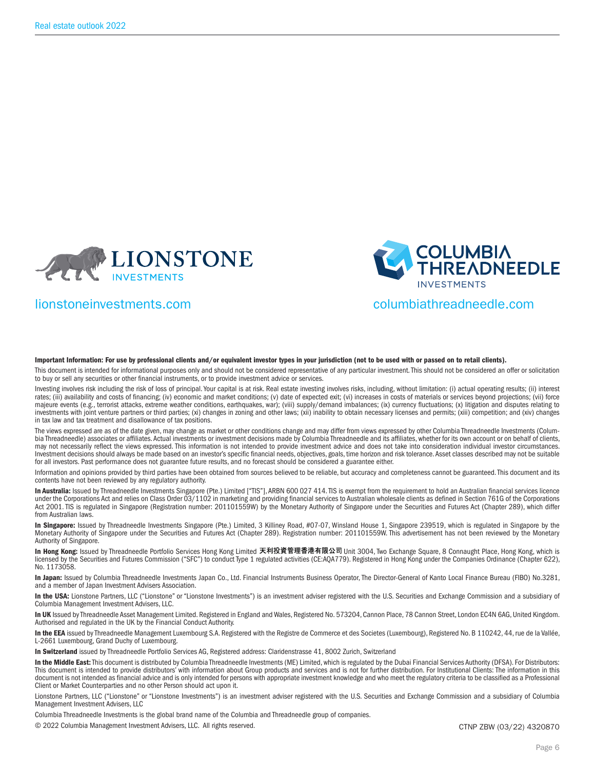LIONSTONE INVESTMENTS

lionstoneinvestments.com

COLUMBIA THREADNEEDLE INVESTMENTS

columbiathreadneedle.com

**Important Information: For use by professional clients and/or equivalent investor types in your jurisdiction (not to be used with or passed on to retail clients).**

This document is intended for informational purposes only and should not be considered representative of any particular investment. This should not be considered an offer or solicitation to buy or sell any securities or other financial instruments, or to provide investment advice or services.

Investing involves risk including the risk of loss of principal. Your capital is at risk. Real estate investing involves risks, including, without limitation: (i) actual operating results; (ii) interest rates; (iii) availability and costs of financing; (iv) economic and market conditions; (v) date of expected exit; (vi) increases in costs of materials or services beyond projections; (vii) force majeure events (e.g., terrorist attacks, extreme weather conditions, earthquakes, war); (viii) supply/demand imbalances; (ix) currency fluctuations; (x) litigation and disputes relating to investments with joint venture partners or third parties; (xi) changes in zoning and other laws; (xii) inability to obtain necessary licenses and permits; (xiii) competition; and (xiv) changes in tax law and tax treatment and disallowance of tax positions.

The views expressed are as of the date given, may change as market or other conditions change and may differ from views expressed by other Columbia Threadneedle Investments (Columbia Threadneedle) associates or affiliates. Actual investments or investment decisions made by Columbia Threadneedle and its affiliates, whether for its own account or on behalf of clients, may not necessarily reflect the views expressed. This information is not intended to provide investment advice and does not take into consideration individual investor circumstances. Investment decisions should always be made based on an investor's specific financial needs, objectives, goals, time horizon and risk tolerance. Asset classes described may not be suitable for all investors. Past performance does not guarantee future results, and no forecast should be considered a guarantee either.

Information and opinions provided by third parties have been obtained from sources believed to be reliable, but accuracy and completeness cannot be guaranteed. This document and its contents have not been reviewed by any regulatory authority.

**In Australia:** Issued by Threadneedle Investments Singapore (Pte.) Limited ["TIS"], ARBN 600 027 414. TIS is exempt from the requirement to hold an Australian financial services licence under the Corporations Act and relies on Class Order 03/1102 in marketing and providing financial services to Australian wholesale clients as defined in Section 761G of the Corporations Act 2001. TIS is regulated in Singapore (Registration number: 201101559W) by the Monetary Authority of Singapore under the Securities and Futures Act (Chapter 289), which differ from Australian laws.

**In Singapore:** Issued by Threadneedle Investments Singapore (Pte.) Limited, 3 Killiney Road, #07-07, Winsland House 1, Singapore 239519, which is regulated in Singapore by the Monetary Authority of Singapore under the Securities and Futures Act (Chapter 289). Registration number: 201101559W. This advertisement has not been reviewed by the Monetary Authority of Singapore.

**In Hong Kong:** Issued by Threadneedle Portfolio Services Hong Kong Limited **天利投資管理香港有限公司** Unit 3004, Two Exchange Square, 8 Connaught Place, Hong Kong, which is licensed by the Securities and Futures Commission ("SFC") to conduct Type 1 regulated activities (CE:AQA779). Registered in Hong Kong under the Companies Ordinance (Chapter 622), No. 1173058.

**In Japan:** Issued by Columbia Threadneedle Investments Japan Co., Ltd. Financial Instruments Business Operator, The Director-General of Kanto Local Finance Bureau (FIBO) No.3281, and a member of Japan Investment Advisers Association.

**In the USA:** Lionstone Partners, LLC ("Lionstone" or "Lionstone Investments") is an investment adviser registered with the U.S. Securities and Exchange Commission and a subsidiary of Columbia Management Investment Advisers, LLC.

**In UK** Issued by Threadneedle Asset Management Limited. Registered in England and Wales, Registered No. 573204, Cannon Place, 78 Cannon Street, London EC4N 6AG, United Kingdom. Authorised and regulated in the UK by the Financial Conduct Authority.

**In the EEA** issued by Threadneedle Management Luxembourg S.A. Registered with the Registre de Commerce et des Societes (Luxembourg), Registered No. B 110242, 44, rue de la Vallée, L-2661 Luxembourg, Grand Duchy of Luxembourg.

**In Switzerland** issued by Threadneedle Portfolio Services AG, Registered address: Claridenstrasse 41, 8002 Zurich, Switzerland

**In the Middle East:** This document is distributed by Columbia Threadneedle Investments (ME) Limited, which is regulated by the Dubai Financial Services Authority (DFSA). For Distributors: This document is intended to provide distributors' with information about Group products and services and is not for further distribution. For Institutional Clients: The information in this document is not intended as financial advice and is only intended for persons with appropriate investment knowledge and who meet the regulatory criteria to be classified as a Professional Client or Market Counterparties and no other Person should act upon it.

Lionstone Partners, LLC ("Lionstone" or "Lionstone Investments") is an investment adviser registered with the U.S. Securities and Exchange Commission and a subsidiary of Columbia Management Investment Advisers, LLC

Columbia Threadneedle Investments is the global brand name of the Columbia and Threadneedle group of companies.

© 2022 Columbia Management Investment Advisers, LLC. All rights reserved.

CTNP ZBW (03/22) 4320870